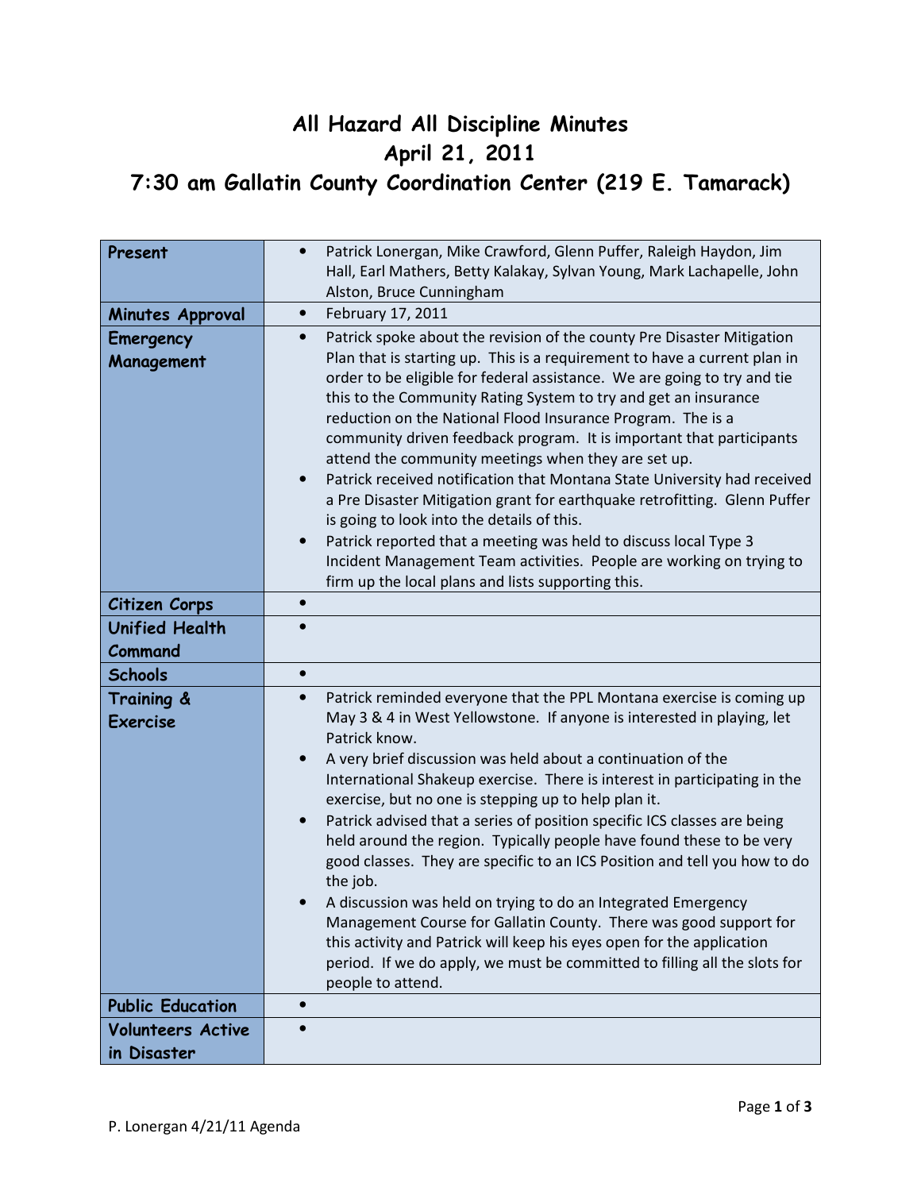# All Hazard All Discipline Minutes
# April 21, 2011
# 7:30 am Gallatin County Coordination Center (219 E. Tamarack)

| | |
|---|---|
| **Present** | • Patrick Lonergan, Mike Crawford, Glenn Puffer, Raleigh Haydon, Jim Hall, Earl Mathers, Betty Kalakay, Sylvan Young, Mark Lachapelle, John Alston, Bruce Cunningham |
| **Minutes Approval** | • February 17, 2011 |
| **Emergency Management** | • Patrick spoke about the revision of the county Pre Disaster Mitigation Plan that is starting up. This is a requirement to have a current plan in order to be eligible for federal assistance. We are going to try and tie this to the Community Rating System to try and get an insurance reduction on the National Flood Insurance Program. The is a community driven feedback program. It is important that participants attend the community meetings when they are set up.<br>• Patrick received notification that Montana State University had received a Pre Disaster Mitigation grant for earthquake retrofitting. Glenn Puffer is going to look into the details of this.<br>• Patrick reported that a meeting was held to discuss local Type 3 Incident Management Team activities. People are working on trying to firm up the local plans and lists supporting this. |
| **Citizen Corps** | • |
| **Unified Health Command** | • |
| **Schools** | • |
| **Training & Exercise** | • Patrick reminded everyone that the PPL Montana exercise is coming up May 3 & 4 in West Yellowstone. If anyone is interested in playing, let Patrick know.<br>• A very brief discussion was held about a continuation of the International Shakeup exercise. There is interest in participating in the exercise, but no one is stepping up to help plan it.<br>• Patrick advised that a series of position specific ICS classes are being held around the region. Typically people have found these to be very good classes. They are specific to an ICS Position and tell you how to do the job.<br>• A discussion was held on trying to do an Integrated Emergency Management Course for Gallatin County. There was good support for this activity and Patrick will keep his eyes open for the application period. If we do apply, we must be committed to filling all the slots for people to attend. |
| **Public Education** | • |
| **Volunteers Active in Disaster** | • |

P. Lonergan 4/21/11 Agenda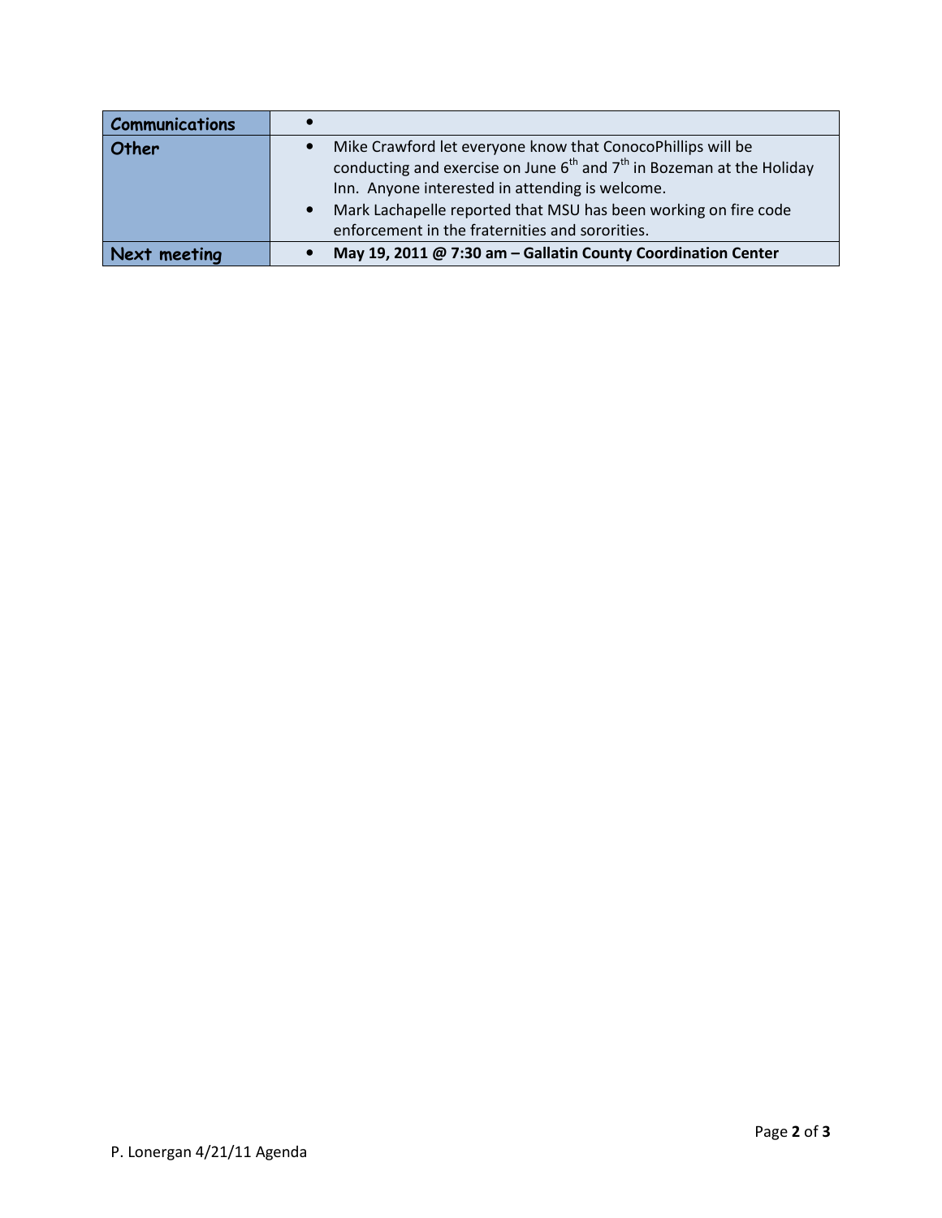| | |
|---|---|
| **Communications** | • |
| **Other** | • Mike Crawford let everyone know that ConocoPhillips will be conducting and exercise on June 6th and 7th in Bozeman at the Holiday Inn. Anyone interested in attending is welcome.<br>• Mark Lachapelle reported that MSU has been working on fire code enforcement in the fraternities and sororities. |
| **Next meeting** | • **May 19, 2011 @ 7:30 am – Gallatin County Coordination Center** |

P. Lonergan 4/21/11 Agenda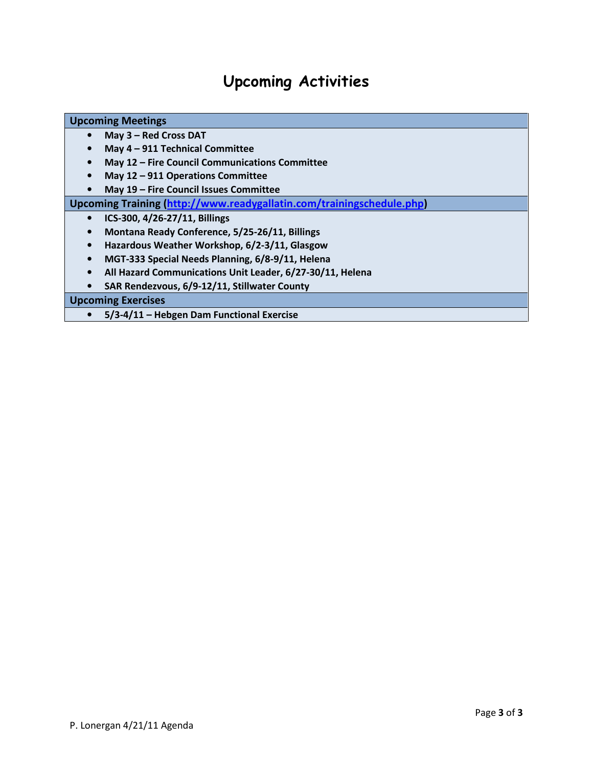# Upcoming Activities

## Upcoming Meetings

- **May 3 – Red Cross DAT**
- **May 4 – 911 Technical Committee**
- **May 12 – Fire Council Communications Committee**
- **May 12 – 911 Operations Committee**
- **May 19 – Fire Council Issues Committee**

## Upcoming Training (http://www.readygallatin.com/trainingschedule.php)

- **ICS-300, 4/26-27/11, Billings**
- **Montana Ready Conference, 5/25-26/11, Billings**
- **Hazardous Weather Workshop, 6/2-3/11, Glasgow**
- **MGT-333 Special Needs Planning, 6/8-9/11, Helena**
- **All Hazard Communications Unit Leader, 6/27-30/11, Helena**
- **SAR Rendezvous, 6/9-12/11, Stillwater County**

## Upcoming Exercises

- **5/3-4/11 – Hebgen Dam Functional Exercise**